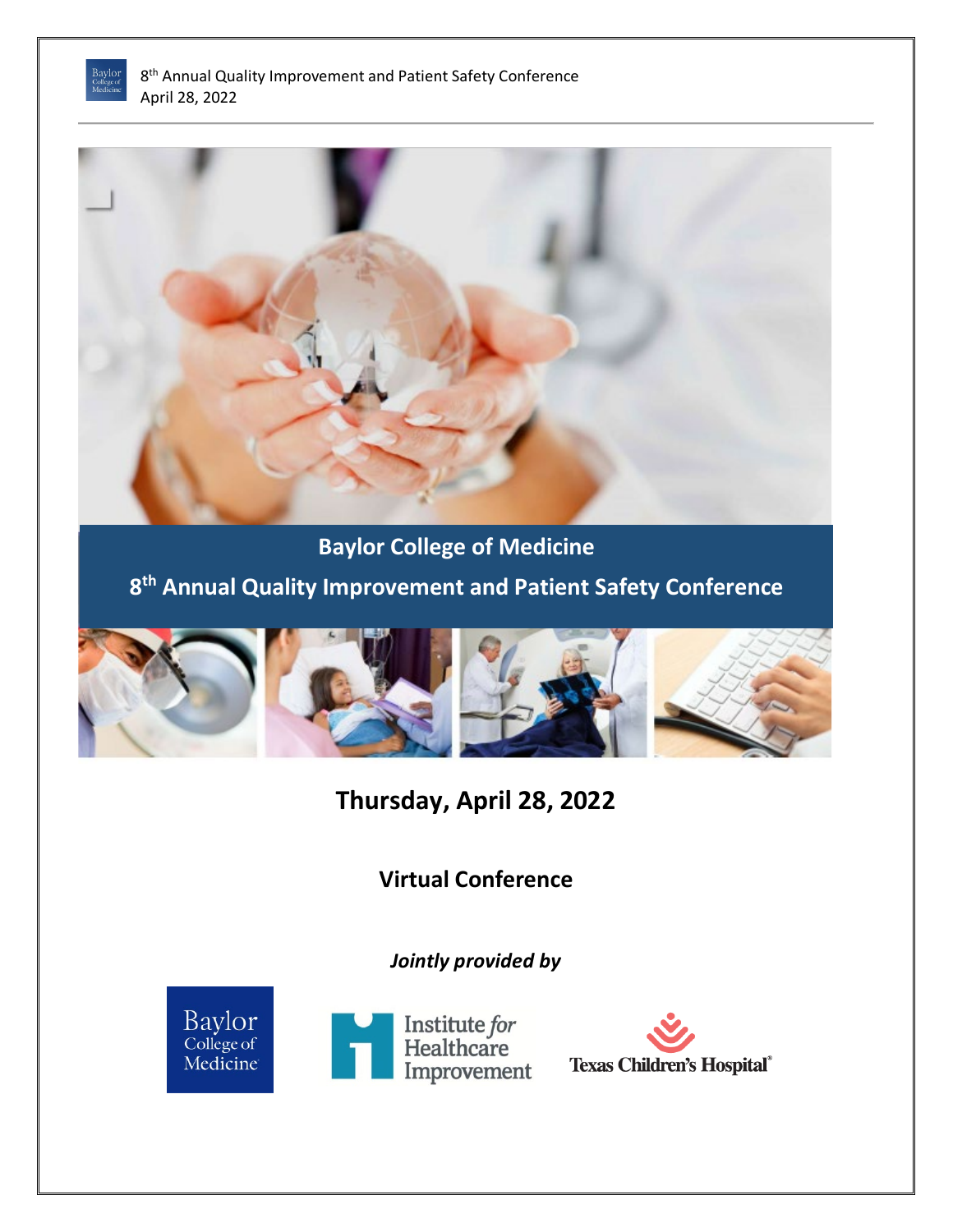# Baylor College of Medicine

## 8th Annual Quality Improvement and Patient Safety Conference

**Thursday, April 28, 2022**

**Virtual Conference**

***Jointly provided by***

Baylor College of Medicine

Institute *for* Healthcare Improvement

Texas Children's Hospital®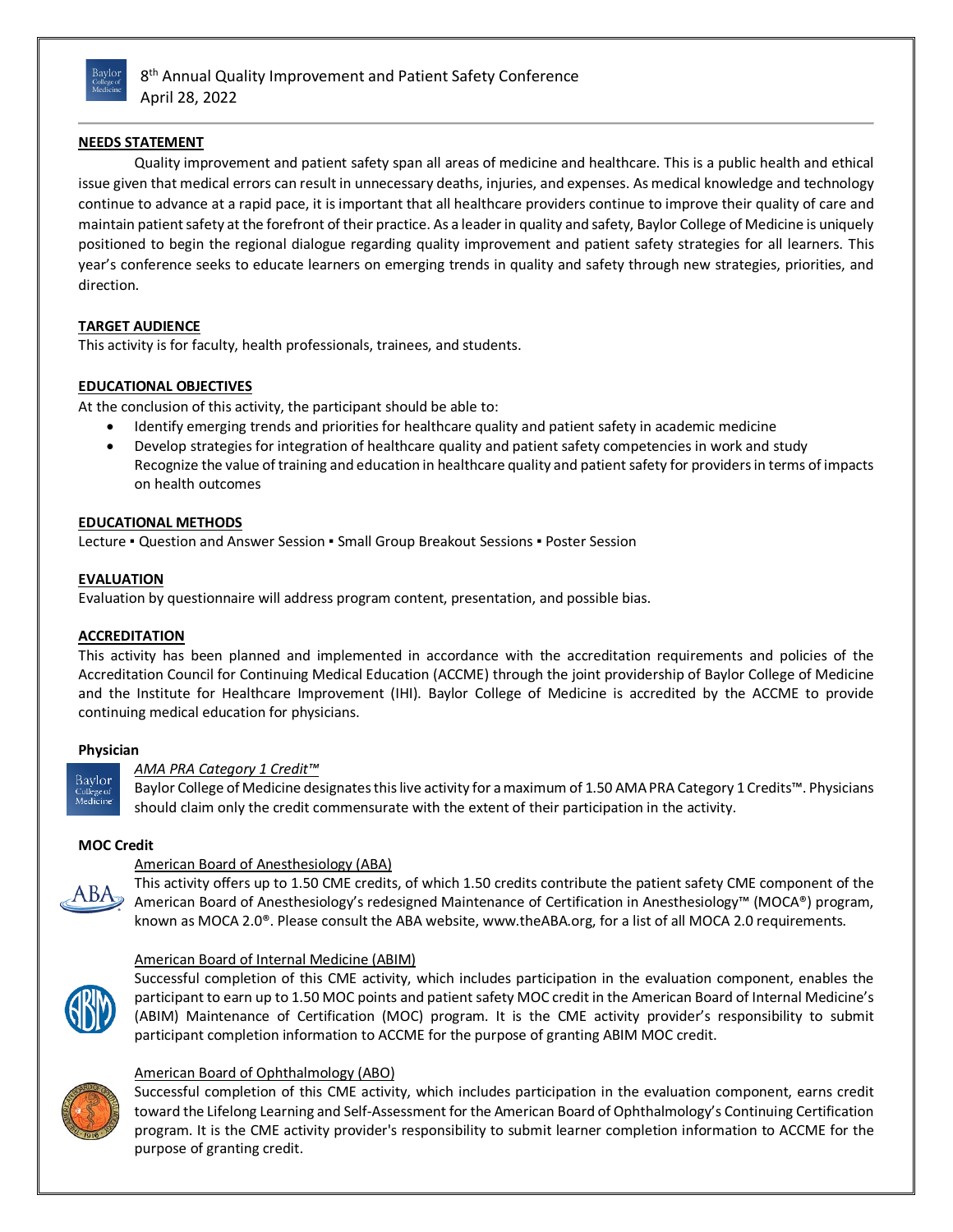8th Annual Quality Improvement and Patient Safety Conference
April 28, 2022

## NEEDS STATEMENT

Quality improvement and patient safety span all areas of medicine and healthcare. This is a public health and ethical issue given that medical errors can result in unnecessary deaths, injuries, and expenses. As medical knowledge and technology continue to advance at a rapid pace, it is important that all healthcare providers continue to improve their quality of care and maintain patient safety at the forefront of their practice. As a leader in quality and safety, Baylor College of Medicine is uniquely positioned to begin the regional dialogue regarding quality improvement and patient safety strategies for all learners. This year's conference seeks to educate learners on emerging trends in quality and safety through new strategies, priorities, and direction.

## TARGET AUDIENCE

This activity is for faculty, health professionals, trainees, and students.

## EDUCATIONAL OBJECTIVES

At the conclusion of this activity, the participant should be able to:

- Identify emerging trends and priorities for healthcare quality and patient safety in academic medicine
- Develop strategies for integration of healthcare quality and patient safety competencies in work and study
  Recognize the value of training and education in healthcare quality and patient safety for providers in terms of impacts on health outcomes

## EDUCATIONAL METHODS

Lecture ▪ Question and Answer Session ▪ Small Group Breakout Sessions ▪ Poster Session

## EVALUATION

Evaluation by questionnaire will address program content, presentation, and possible bias.

## ACCREDITATION

This activity has been planned and implemented in accordance with the accreditation requirements and policies of the Accreditation Council for Continuing Medical Education (ACCME) through the joint providership of Baylor College of Medicine and the Institute for Healthcare Improvement (IHI). Baylor College of Medicine is accredited by the ACCME to provide continuing medical education for physicians.

### Physician

*AMA PRA Category 1 Credit™*

Baylor College of Medicine designates this live activity for a maximum of 1.50 AMA PRA Category 1 Credits™. Physicians should claim only the credit commensurate with the extent of their participation in the activity.

### MOC Credit

American Board of Anesthesiology (ABA)

This activity offers up to 1.50 CME credits, of which 1.50 credits contribute the patient safety CME component of the American Board of Anesthesiology's redesigned Maintenance of Certification in Anesthesiology™ (MOCA®) program, known as MOCA 2.0®. Please consult the ABA website, www.theABA.org, for a list of all MOCA 2.0 requirements.

American Board of Internal Medicine (ABIM)

Successful completion of this CME activity, which includes participation in the evaluation component, enables the participant to earn up to 1.50 MOC points and patient safety MOC credit in the American Board of Internal Medicine's (ABIM) Maintenance of Certification (MOC) program. It is the CME activity provider's responsibility to submit participant completion information to ACCME for the purpose of granting ABIM MOC credit.

American Board of Ophthalmology (ABO)

Successful completion of this CME activity, which includes participation in the evaluation component, earns credit toward the Lifelong Learning and Self-Assessment for the American Board of Ophthalmology's Continuing Certification program. It is the CME activity provider's responsibility to submit learner completion information to ACCME for the purpose of granting credit.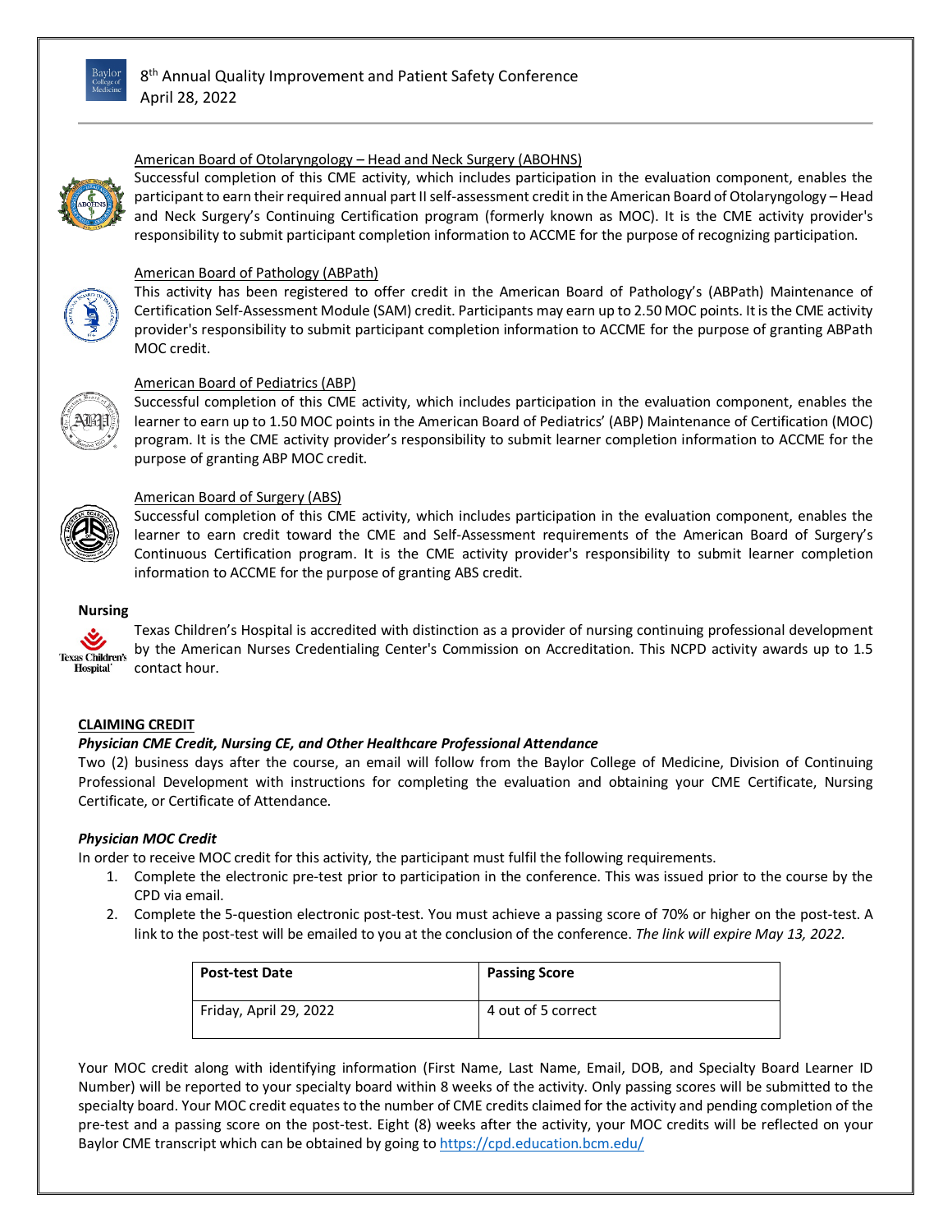American Board of Otolaryngology – Head and Neck Surgery (ABOHNS)

Successful completion of this CME activity, which includes participation in the evaluation component, enables the participant to earn their required annual part II self-assessment credit in the American Board of Otolaryngology – Head and Neck Surgery's Continuing Certification program (formerly known as MOC). It is the CME activity provider's responsibility to submit participant completion information to ACCME for the purpose of recognizing participation.

American Board of Pathology (ABPath)

This activity has been registered to offer credit in the American Board of Pathology's (ABPath) Maintenance of Certification Self-Assessment Module (SAM) credit. Participants may earn up to 2.50 MOC points. It is the CME activity provider's responsibility to submit participant completion information to ACCME for the purpose of granting ABPath MOC credit.

American Board of Pediatrics (ABP)

Successful completion of this CME activity, which includes participation in the evaluation component, enables the learner to earn up to 1.50 MOC points in the American Board of Pediatrics' (ABP) Maintenance of Certification (MOC) program. It is the CME activity provider's responsibility to submit learner completion information to ACCME for the purpose of granting ABP MOC credit.

American Board of Surgery (ABS)

Successful completion of this CME activity, which includes participation in the evaluation component, enables the learner to earn credit toward the CME and Self-Assessment requirements of the American Board of Surgery's Continuous Certification program. It is the CME activity provider's responsibility to submit learner completion information to ACCME for the purpose of granting ABS credit.

**Nursing**

Texas Children's Hospital is accredited with distinction as a provider of nursing continuing professional development by the American Nurses Credentialing Center's Commission on Accreditation. This NCPD activity awards up to 1.5 contact hour.

**CLAIMING CREDIT**

***Physician CME Credit, Nursing CE, and Other Healthcare Professional Attendance***

Two (2) business days after the course, an email will follow from the Baylor College of Medicine, Division of Continuing Professional Development with instructions for completing the evaluation and obtaining your CME Certificate, Nursing Certificate, or Certificate of Attendance.

***Physician MOC Credit***

In order to receive MOC credit for this activity, the participant must fulfil the following requirements.

1. Complete the electronic pre-test prior to participation in the conference. This was issued prior to the course by the CPD via email.
2. Complete the 5-question electronic post-test. You must achieve a passing score of 70% or higher on the post-test. A link to the post-test will be emailed to you at the conclusion of the conference. *The link will expire May 13, 2022.*

| Post-test Date | Passing Score |
|---|---|
| Friday, April 29, 2022 | 4 out of 5 correct |

Your MOC credit along with identifying information (First Name, Last Name, Email, DOB, and Specialty Board Learner ID Number) will be reported to your specialty board within 8 weeks of the activity. Only passing scores will be submitted to the specialty board. Your MOC credit equates to the number of CME credits claimed for the activity and pending completion of the pre-test and a passing score on the post-test. Eight (8) weeks after the activity, your MOC credits will be reflected on your Baylor CME transcript which can be obtained by going to https://cpd.education.bcm.edu/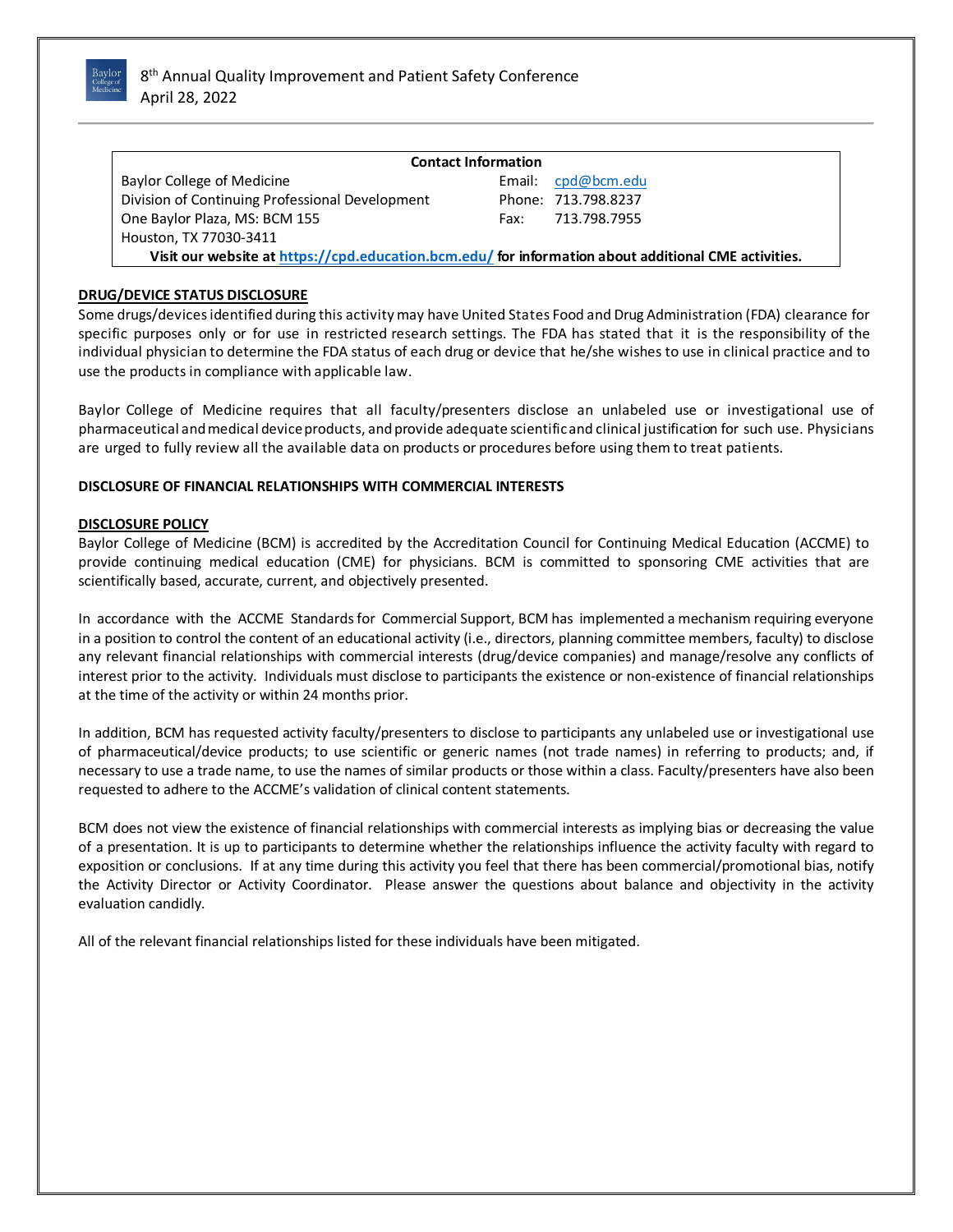**Contact Information**

| Baylor College of Medicine | Email: cpd@bcm.edu |
|---|---|
| Division of Continuing Professional Development | Phone: 713.798.8237 |
| One Baylor Plaza, MS: BCM 155 | Fax: 713.798.7955 |
| Houston, TX 77030-3411 | |

**Visit our website at https://cpd.education.bcm.edu/ for information about additional CME activities.**

## DRUG/DEVICE STATUS DISCLOSURE

Some drugs/devices identified during this activity may have United States Food and Drug Administration (FDA) clearance for specific purposes only or for use in restricted research settings. The FDA has stated that it is the responsibility of the individual physician to determine the FDA status of each drug or device that he/she wishes to use in clinical practice and to use the products in compliance with applicable law.

Baylor College of Medicine requires that all faculty/presenters disclose an unlabeled use or investigational use of pharmaceutical and medical device products, and provide adequate scientific and clinical justification for such use. Physicians are urged to fully review all the available data on products or procedures before using them to treat patients.

## DISCLOSURE OF FINANCIAL RELATIONSHIPS WITH COMMERCIAL INTERESTS

## DISCLOSURE POLICY

Baylor College of Medicine (BCM) is accredited by the Accreditation Council for Continuing Medical Education (ACCME) to provide continuing medical education (CME) for physicians. BCM is committed to sponsoring CME activities that are scientifically based, accurate, current, and objectively presented.

In accordance with the ACCME Standards for Commercial Support, BCM has implemented a mechanism requiring everyone in a position to control the content of an educational activity (i.e., directors, planning committee members, faculty) to disclose any relevant financial relationships with commercial interests (drug/device companies) and manage/resolve any conflicts of interest prior to the activity. Individuals must disclose to participants the existence or non-existence of financial relationships at the time of the activity or within 24 months prior.

In addition, BCM has requested activity faculty/presenters to disclose to participants any unlabeled use or investigational use of pharmaceutical/device products; to use scientific or generic names (not trade names) in referring to products; and, if necessary to use a trade name, to use the names of similar products or those within a class. Faculty/presenters have also been requested to adhere to the ACCME's validation of clinical content statements.

BCM does not view the existence of financial relationships with commercial interests as implying bias or decreasing the value of a presentation. It is up to participants to determine whether the relationships influence the activity faculty with regard to exposition or conclusions. If at any time during this activity you feel that there has been commercial/promotional bias, notify the Activity Director or Activity Coordinator. Please answer the questions about balance and objectivity in the activity evaluation candidly.

All of the relevant financial relationships listed for these individuals have been mitigated.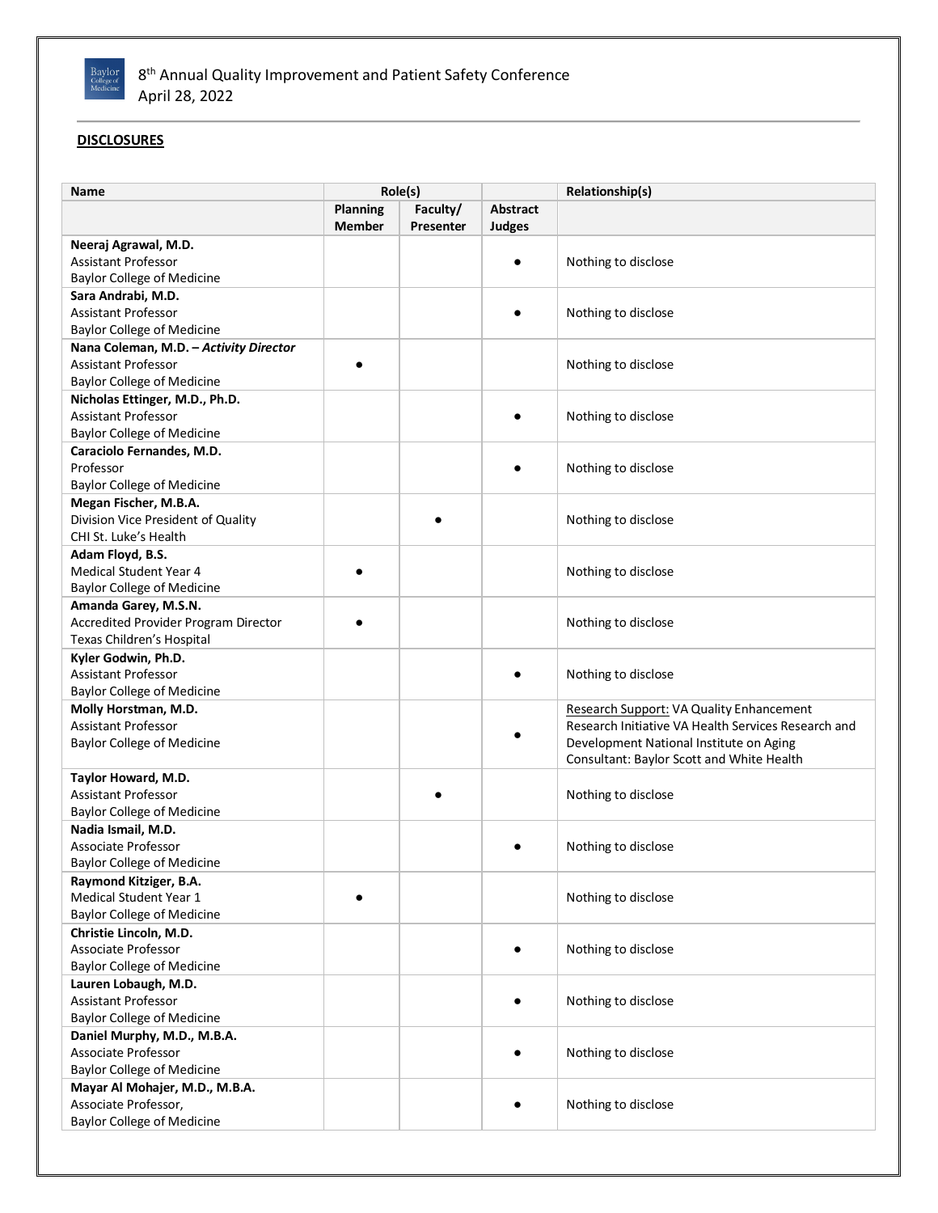8th Annual Quality Improvement and Patient Safety Conference
April 28, 2022

**DISCLOSURES**

| Name | Role(s) | | | Relationship(s) |
|---|---|---|---|---|
| | Planning Member | Faculty/ Presenter | Abstract Judges | |
| **Neeraj Agrawal, M.D.**<br>Assistant Professor<br>Baylor College of Medicine | | | ● | Nothing to disclose |
| **Sara Andrabi, M.D.**<br>Assistant Professor<br>Baylor College of Medicine | | | ● | Nothing to disclose |
| **Nana Coleman, M.D. – *Activity Director***<br>Assistant Professor<br>Baylor College of Medicine | ● | | | Nothing to disclose |
| **Nicholas Ettinger, M.D., Ph.D.**<br>Assistant Professor<br>Baylor College of Medicine | | | ● | Nothing to disclose |
| **Caraciolo Fernandes, M.D.**<br>Professor<br>Baylor College of Medicine | | | ● | Nothing to disclose |
| **Megan Fischer, M.B.A.**<br>Division Vice President of Quality<br>CHI St. Luke's Health | | ● | | Nothing to disclose |
| **Adam Floyd, B.S.**<br>Medical Student Year 4<br>Baylor College of Medicine | ● | | | Nothing to disclose |
| **Amanda Garey, M.S.N.**<br>Accredited Provider Program Director<br>Texas Children's Hospital | ● | | | Nothing to disclose |
| **Kyler Godwin, Ph.D.**<br>Assistant Professor<br>Baylor College of Medicine | | | ● | Nothing to disclose |
| **Molly Horstman, M.D.**<br>Assistant Professor<br>Baylor College of Medicine | | | ● | Research Support: VA Quality Enhancement Research Initiative VA Health Services Research and Development National Institute on Aging<br>Consultant: Baylor Scott and White Health |
| **Taylor Howard, M.D.**<br>Assistant Professor<br>Baylor College of Medicine | | ● | | Nothing to disclose |
| **Nadia Ismail, M.D.**<br>Associate Professor<br>Baylor College of Medicine | | | ● | Nothing to disclose |
| **Raymond Kitziger, B.A.**<br>Medical Student Year 1<br>Baylor College of Medicine | ● | | | Nothing to disclose |
| **Christie Lincoln, M.D.**<br>Associate Professor<br>Baylor College of Medicine | | | ● | Nothing to disclose |
| **Lauren Lobaugh, M.D.**<br>Assistant Professor<br>Baylor College of Medicine | | | ● | Nothing to disclose |
| **Daniel Murphy, M.D., M.B.A.**<br>Associate Professor<br>Baylor College of Medicine | | | ● | Nothing to disclose |
| **Mayar Al Mohajer, M.D., M.B.A.**<br>Associate Professor,<br>Baylor College of Medicine | | | ● | Nothing to disclose |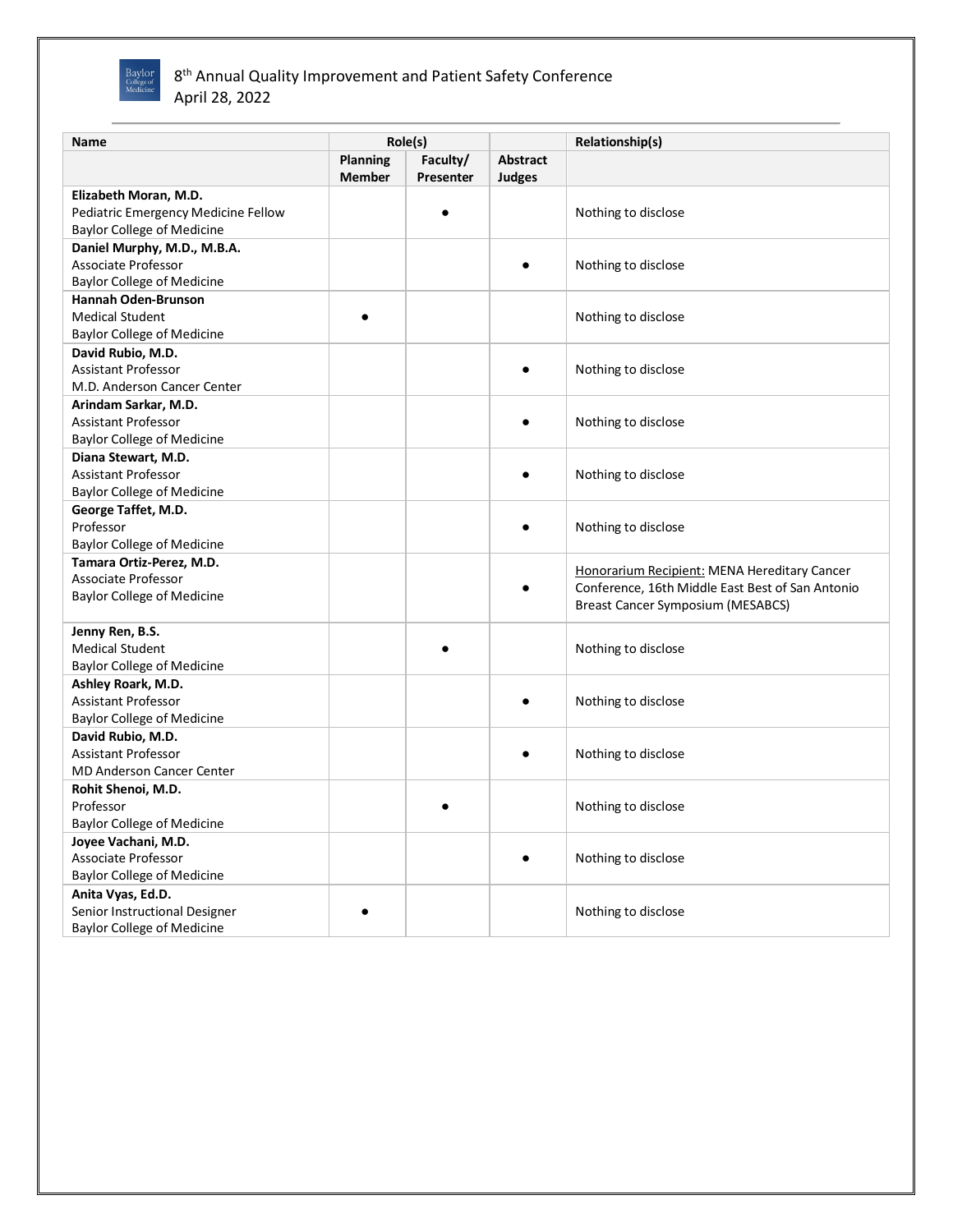8th Annual Quality Improvement and Patient Safety Conference
April 28, 2022

| Name | Role(s) | | Abstract Judges | Relationship(s) |
|---|---|---|---|---|
| | Planning Member | Faculty/ Presenter | | |
| **Elizabeth Moran, M.D.**<br>Pediatric Emergency Medicine Fellow<br>Baylor College of Medicine | | ● | | Nothing to disclose |
| **Daniel Murphy, M.D., M.B.A.**<br>Associate Professor<br>Baylor College of Medicine | | | ● | Nothing to disclose |
| **Hannah Oden-Brunson**<br>Medical Student<br>Baylor College of Medicine | ● | | | Nothing to disclose |
| **David Rubio, M.D.**<br>Assistant Professor<br>M.D. Anderson Cancer Center | | | ● | Nothing to disclose |
| **Arindam Sarkar, M.D.**<br>Assistant Professor<br>Baylor College of Medicine | | | ● | Nothing to disclose |
| **Diana Stewart, M.D.**<br>Assistant Professor<br>Baylor College of Medicine | | | ● | Nothing to disclose |
| **George Taffet, M.D.**<br>Professor<br>Baylor College of Medicine | | | ● | Nothing to disclose |
| **Tamara Ortiz-Perez, M.D.**<br>Associate Professor<br>Baylor College of Medicine | | | ● | Honorarium Recipient: MENA Hereditary Cancer Conference, 16th Middle East Best of San Antonio Breast Cancer Symposium (MESABCS) |
| **Jenny Ren, B.S.**<br>Medical Student<br>Baylor College of Medicine | | ● | | Nothing to disclose |
| **Ashley Roark, M.D.**<br>Assistant Professor<br>Baylor College of Medicine | | | ● | Nothing to disclose |
| **David Rubio, M.D.**<br>Assistant Professor<br>MD Anderson Cancer Center | | | ● | Nothing to disclose |
| **Rohit Shenoi, M.D.**<br>Professor<br>Baylor College of Medicine | | ● | | Nothing to disclose |
| **Joyee Vachani, M.D.**<br>Associate Professor<br>Baylor College of Medicine | | | ● | Nothing to disclose |
| **Anita Vyas, Ed.D.**<br>Senior Instructional Designer<br>Baylor College of Medicine | ● | | | Nothing to disclose |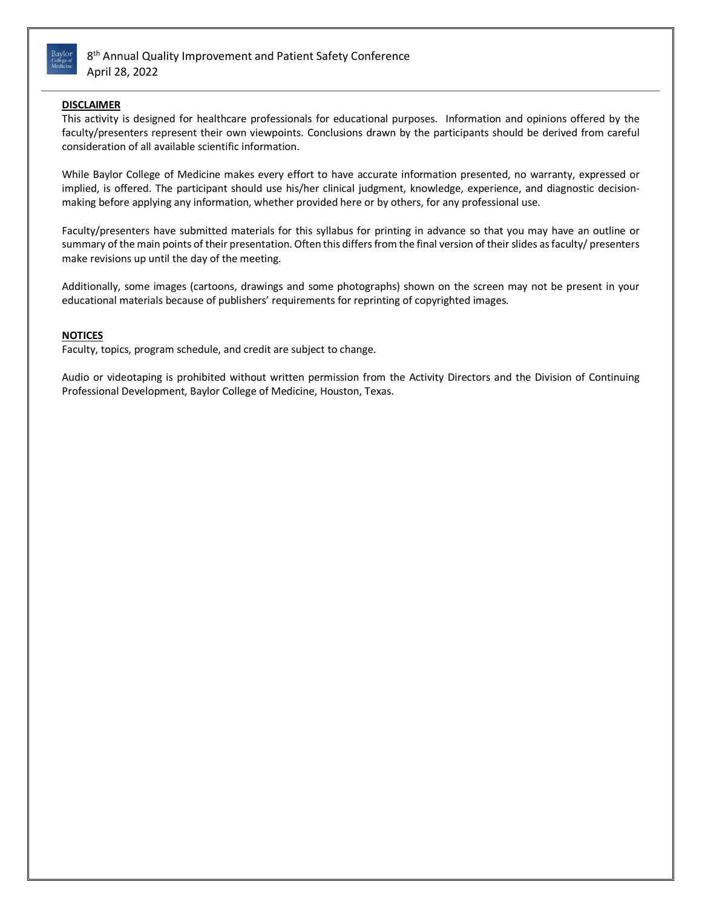## DISCLAIMER

This activity is designed for healthcare professionals for educational purposes. Information and opinions offered by the faculty/presenters represent their own viewpoints. Conclusions drawn by the participants should be derived from careful consideration of all available scientific information.

While Baylor College of Medicine makes every effort to have accurate information presented, no warranty, expressed or implied, is offered. The participant should use his/her clinical judgment, knowledge, experience, and diagnostic decision-making before applying any information, whether provided here or by others, for any professional use.

Faculty/presenters have submitted materials for this syllabus for printing in advance so that you may have an outline or summary of the main points of their presentation. Often this differs from the final version of their slides as faculty/ presenters make revisions up until the day of the meeting.

Additionally, some images (cartoons, drawings and some photographs) shown on the screen may not be present in your educational materials because of publishers' requirements for reprinting of copyrighted images.

## NOTICES

Faculty, topics, program schedule, and credit are subject to change.

Audio or videotaping is prohibited without written permission from the Activity Directors and the Division of Continuing Professional Development, Baylor College of Medicine, Houston, Texas.